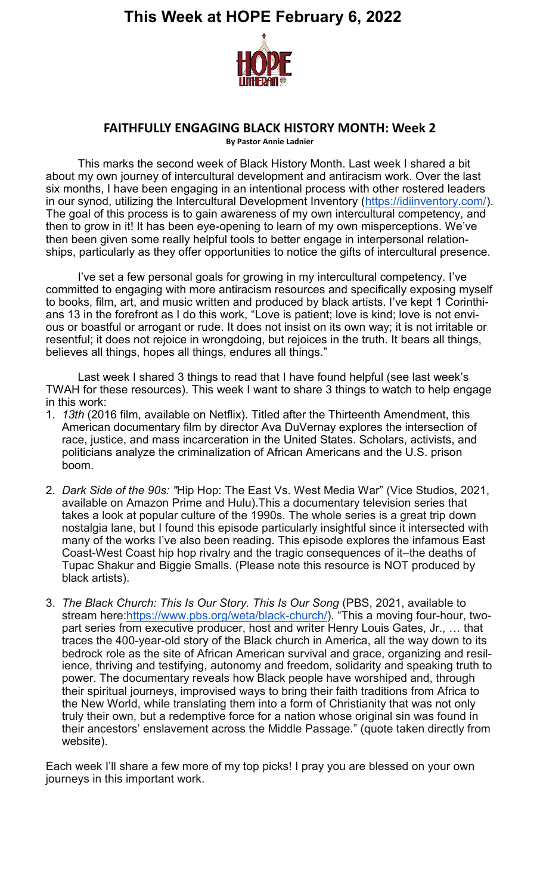# This Week at HOPE February 6, 2022

## FAITHFULLY ENGAGING BLACK HISTORY MONTH: Week 2

**By Pastor Annie Ladnier**

This marks the second week of Black History Month. Last week I shared a bit about my own journey of intercultural development and antiracism work. Over the last six months, I have been engaging in an intentional process with other rostered leaders in our synod, utilizing the Intercultural Development Inventory (https://idiinventory.com/). The goal of this process is to gain awareness of my own intercultural competency, and then to grow in it! It has been eye-opening to learn of my own misperceptions. We've then been given some really helpful tools to better engage in interpersonal relationships, particularly as they offer opportunities to notice the gifts of intercultural presence.

I've set a few personal goals for growing in my intercultural competency. I've committed to engaging with more antiracism resources and specifically exposing myself to books, film, art, and music written and produced by black artists. I've kept 1 Corinthians 13 in the forefront as I do this work, "Love is patient; love is kind; love is not envious or boastful or arrogant or rude. It does not insist on its own way; it is not irritable or resentful; it does not rejoice in wrongdoing, but rejoices in the truth. It bears all things, believes all things, hopes all things, endures all things."

Last week I shared 3 things to read that I have found helpful (see last week's TWAH for these resources). This week I want to share 3 things to watch to help engage in this work:

1. *13th* (2016 film, available on Netflix). Titled after the Thirteenth Amendment, this American documentary film by director Ava DuVernay explores the intersection of race, justice, and mass incarceration in the United States. Scholars, activists, and politicians analyze the criminalization of African Americans and the U.S. prison boom.

2. *Dark Side of the 90s: "*Hip Hop: The East Vs. West Media War" (Vice Studios, 2021, available on Amazon Prime and Hulu).This a documentary television series that takes a look at popular culture of the 1990s. The whole series is a great trip down nostalgia lane, but I found this episode particularly insightful since it intersected with many of the works I've also been reading. This episode explores the infamous East Coast-West Coast hip hop rivalry and the tragic consequences of it–the deaths of Tupac Shakur and Biggie Smalls. (Please note this resource is NOT produced by black artists).

3. *The Black Church: This Is Our Story. This Is Our Song* (PBS, 2021, available to stream here:https://www.pbs.org/weta/black-church/). "This a moving four-hour, two-part series from executive producer, host and writer Henry Louis Gates, Jr., … that traces the 400-year-old story of the Black church in America, all the way down to its bedrock role as the site of African American survival and grace, organizing and resilience, thriving and testifying, autonomy and freedom, solidarity and speaking truth to power. The documentary reveals how Black people have worshiped and, through their spiritual journeys, improvised ways to bring their faith traditions from Africa to the New World, while translating them into a form of Christianity that was not only truly their own, but a redemptive force for a nation whose original sin was found in their ancestors' enslavement across the Middle Passage." (quote taken directly from website).

Each week I'll share a few more of my top picks! I pray you are blessed on your own journeys in this important work.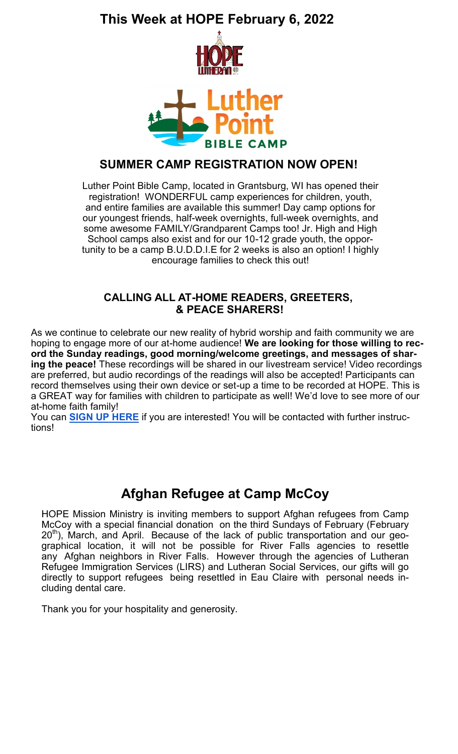# This Week at HOPE February 6, 2022

## SUMMER CAMP REGISTRATION NOW OPEN!

Luther Point Bible Camp, located in Grantsburg, WI has opened their registration! WONDERFUL camp experiences for children, youth, and entire families are available this summer! Day camp options for our youngest friends, half-week overnights, full-week overnights, and some awesome FAMILY/Grandparent Camps too! Jr. High and High School camps also exist and for our 10-12 grade youth, the opportunity to be a camp B.U.D.D.I.E for 2 weeks is also an option! I highly encourage families to check this out!

## CALLING ALL AT-HOME READERS, GREETERS, & PEACE SHARERS!

As we continue to celebrate our new reality of hybrid worship and faith community we are hoping to engage more of our at-home audience! **We are looking for those willing to record the Sunday readings, good morning/welcome greetings, and messages of sharing the peace!** These recordings will be shared in our livestream service! Video recordings are preferred, but audio recordings of the readings will also be accepted! Participants can record themselves using their own device or set-up a time to be recorded at HOPE. This is a GREAT way for families with children to participate as well! We'd love to see more of our at-home faith family!

You can **SIGN UP HERE** if you are interested! You will be contacted with further instructions!

## Afghan Refugee at Camp McCoy

HOPE Mission Ministry is inviting members to support Afghan refugees from Camp McCoy with a special financial donation on the third Sundays of February (February 20th), March, and April. Because of the lack of public transportation and our geographical location, it will not be possible for River Falls agencies to resettle any Afghan neighbors in River Falls. However through the agencies of Lutheran Refugee Immigration Services (LIRS) and Lutheran Social Services, our gifts will go directly to support refugees being resettled in Eau Claire with personal needs including dental care.

Thank you for your hospitality and generosity.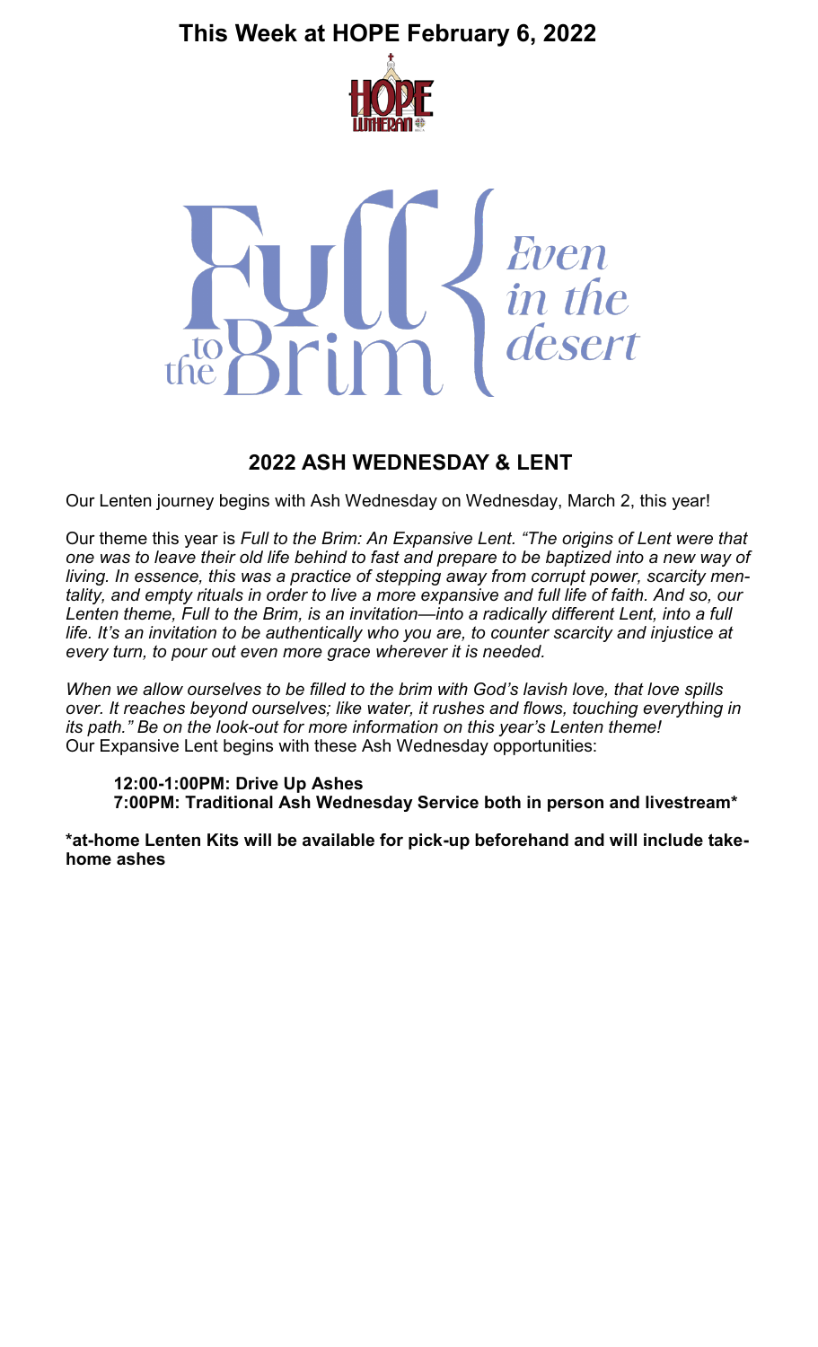# This Week at HOPE February 6, 2022

HOPE LUTHERAN

Full to the Brim { Even in the desert

## 2022 ASH WEDNESDAY & LENT

Our Lenten journey begins with Ash Wednesday on Wednesday, March 2, this year!

Our theme this year is *Full to the Brim: An Expansive Lent. "The origins of Lent were that one was to leave their old life behind to fast and prepare to be baptized into a new way of living. In essence, this was a practice of stepping away from corrupt power, scarcity mentality, and empty rituals in order to live a more expansive and full life of faith. And so, our Lenten theme, Full to the Brim, is an invitation—into a radically different Lent, into a full life. It's an invitation to be authentically who you are, to counter scarcity and injustice at every turn, to pour out even more grace wherever it is needed.*

*When we allow ourselves to be filled to the brim with God's lavish love, that love spills over. It reaches beyond ourselves; like water, it rushes and flows, touching everything in its path." Be on the look-out for more information on this year's Lenten theme!*
Our Expansive Lent begins with these Ash Wednesday opportunities:

**12:00-1:00PM: Drive Up Ashes**
**7:00PM: Traditional Ash Wednesday Service both in person and livestream***

**\*at-home Lenten Kits will be available for pick-up beforehand and will include take-home ashes**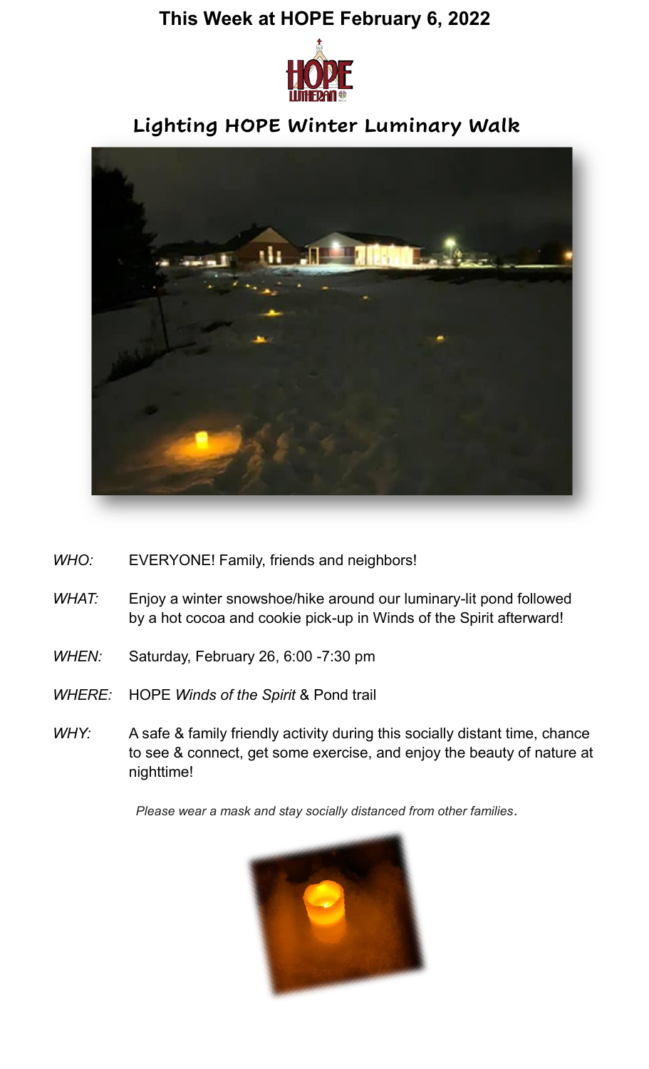# This Week at HOPE February 6, 2022

## Lighting HOPE Winter Luminary Walk

*WHO:* EVERYONE! Family, friends and neighbors!

*WHAT:* Enjoy a winter snowshoe/hike around our luminary-lit pond followed by a hot cocoa and cookie pick-up in Winds of the Spirit afterward!

*WHEN:* Saturday, February 26, 6:00 -7:30 pm

*WHERE:* HOPE *Winds of the Spirit* & Pond trail

*WHY:* A safe & family friendly activity during this socially distant time, chance to see & connect, get some exercise, and enjoy the beauty of nature at nighttime!

*Please wear a mask and stay socially distanced from other families*.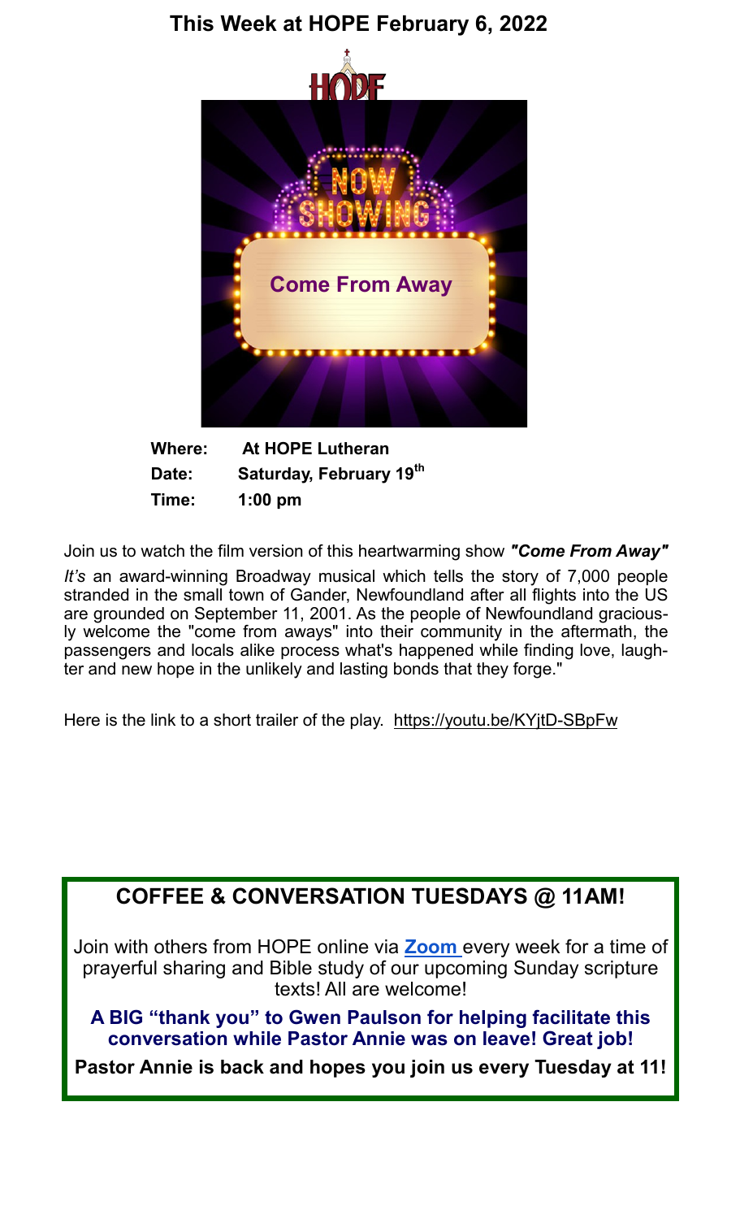# This Week at HOPE February 6, 2022

HOPE

NOW SHOWING

Come From Away

**Where:** At HOPE Lutheran
**Date:** Saturday, February 19th
**Time:** 1:00 pm

Join us to watch the film version of this heartwarming show ***"Come From Away"***

*It's* an award-winning Broadway musical which tells the story of 7,000 people stranded in the small town of Gander, Newfoundland after all flights into the US are grounded on September 11, 2001. As the people of Newfoundland graciously welcome the "come from aways" into their community in the aftermath, the passengers and locals alike process what's happened while finding love, laughter and new hope in the unlikely and lasting bonds that they forge."

Here is the link to a short trailer of the play. https://youtu.be/KYjtD-SBpFw

## COFFEE & CONVERSATION TUESDAYS @ 11AM!

Join with others from HOPE online via **Zoom** every week for a time of prayerful sharing and Bible study of our upcoming Sunday scripture texts! All are welcome!

**A BIG "thank you" to Gwen Paulson for helping facilitate this conversation while Pastor Annie was on leave! Great job!**

**Pastor Annie is back and hopes you join us every Tuesday at 11!**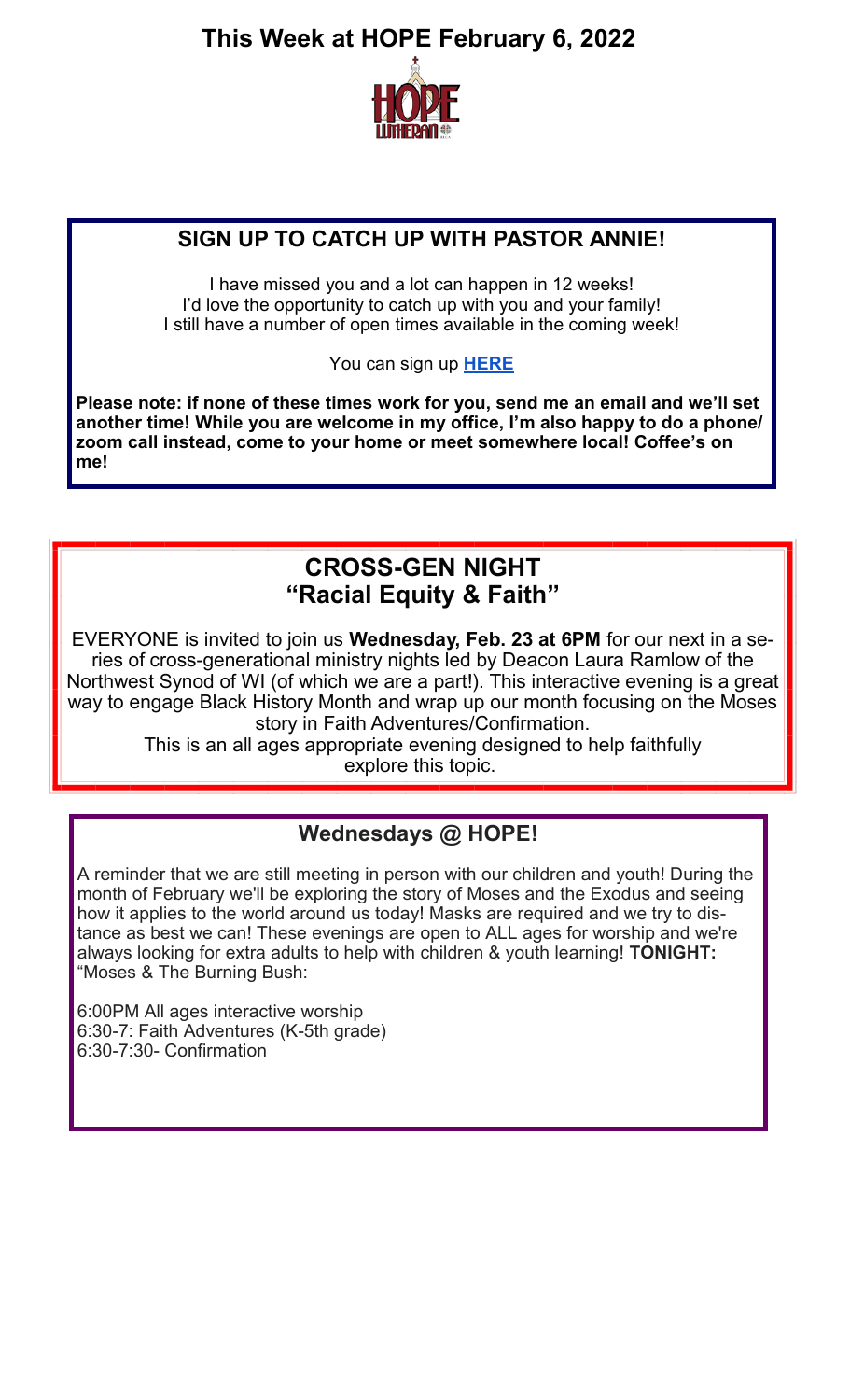# This Week at HOPE February 6, 2022

## SIGN UP TO CATCH UP WITH PASTOR ANNIE!

I have missed you and a lot can happen in 12 weeks!
I'd love the opportunity to catch up with you and your family!
I still have a number of open times available in the coming week!

You can sign up **HERE**

**Please note: if none of these times work for you, send me an email and we'll set another time! While you are welcome in my office, I'm also happy to do a phone/zoom call instead, come to your home or meet somewhere local! Coffee's on me!**

## CROSS-GEN NIGHT
## "Racial Equity & Faith"

EVERYONE is invited to join us **Wednesday, Feb. 23 at 6PM** for our next in a series of cross-generational ministry nights led by Deacon Laura Ramlow of the Northwest Synod of WI (of which we are a part!). This interactive evening is a great way to engage Black History Month and wrap up our month focusing on the Moses story in Faith Adventures/Confirmation.
This is an all ages appropriate evening designed to help faithfully explore this topic.

## Wednesdays @ HOPE!

A reminder that we are still meeting in person with our children and youth! During the month of February we'll be exploring the story of Moses and the Exodus and seeing how it applies to the world around us today! Masks are required and we try to distance as best we can! These evenings are open to ALL ages for worship and we're always looking for extra adults to help with children & youth learning! **TONIGHT:** "Moses & The Burning Bush:

6:00PM All ages interactive worship
6:30-7: Faith Adventures (K-5th grade)
6:30-7:30- Confirmation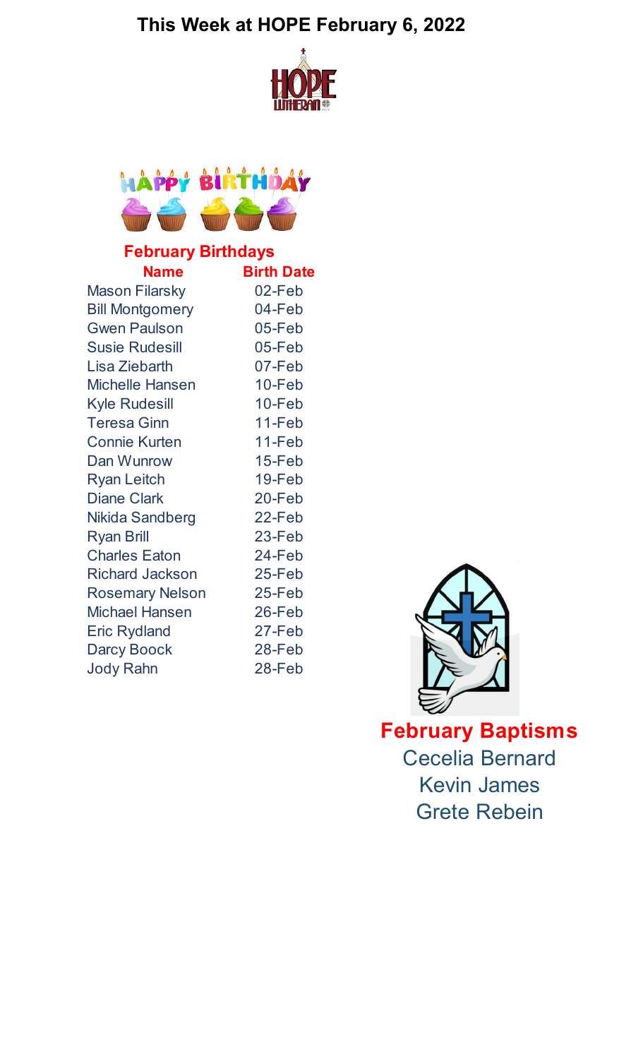# This Week at HOPE February 6, 2022

## February Birthdays

| Name | Birth Date |
|---|---|
| Mason Filarsky | 02-Feb |
| Bill Montgomery | 04-Feb |
| Gwen Paulson | 05-Feb |
| Susie Rudesill | 05-Feb |
| Lisa Ziebarth | 07-Feb |
| Michelle Hansen | 10-Feb |
| Kyle Rudesill | 10-Feb |
| Teresa Ginn | 11-Feb |
| Connie Kurten | 11-Feb |
| Dan Wunrow | 15-Feb |
| Ryan Leitch | 19-Feb |
| Diane Clark | 20-Feb |
| Nikida Sandberg | 22-Feb |
| Ryan Brill | 23-Feb |
| Charles Eaton | 24-Feb |
| Richard Jackson | 25-Feb |
| Rosemary Nelson | 25-Feb |
| Michael Hansen | 26-Feb |
| Eric Rydland | 27-Feb |
| Darcy Boock | 28-Feb |
| Jody Rahn | 28-Feb |

## February Baptisms

Cecelia Bernard
Kevin James
Grete Rebein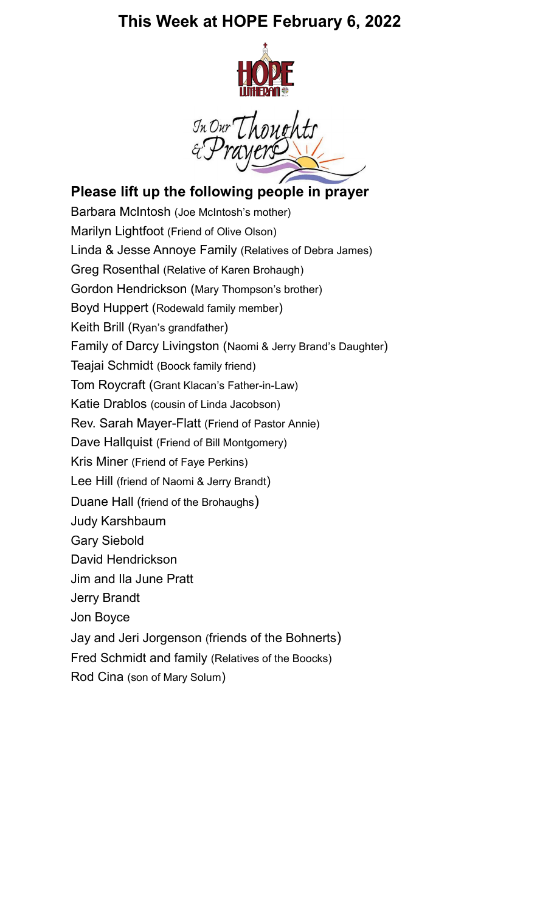# This Week at HOPE February 6, 2022

In Our Thoughts & Prayers

## Please lift up the following people in prayer

Barbara McIntosh (Joe McIntosh's mother)
Marilyn Lightfoot (Friend of Olive Olson)
Linda & Jesse Annoye Family (Relatives of Debra James)
Greg Rosenthal (Relative of Karen Brohaugh)
Gordon Hendrickson (Mary Thompson's brother)
Boyd Huppert (Rodewald family member)
Keith Brill (Ryan's grandfather)
Family of Darcy Livingston (Naomi & Jerry Brand's Daughter)
Teajai Schmidt (Boock family friend)
Tom Roycraft (Grant Klacan's Father-in-Law)
Katie Drablos (cousin of Linda Jacobson)
Rev. Sarah Mayer-Flatt (Friend of Pastor Annie)
Dave Hallquist (Friend of Bill Montgomery)
Kris Miner (Friend of Faye Perkins)
Lee Hill (friend of Naomi & Jerry Brandt)
Duane Hall (friend of the Brohaughs)
Judy Karshbaum
Gary Siebold
David Hendrickson
Jim and Ila June Pratt
Jerry Brandt
Jon Boyce
Jay and Jeri Jorgenson (friends of the Bohnerts)
Fred Schmidt and family (Relatives of the Boocks)
Rod Cina (son of Mary Solum)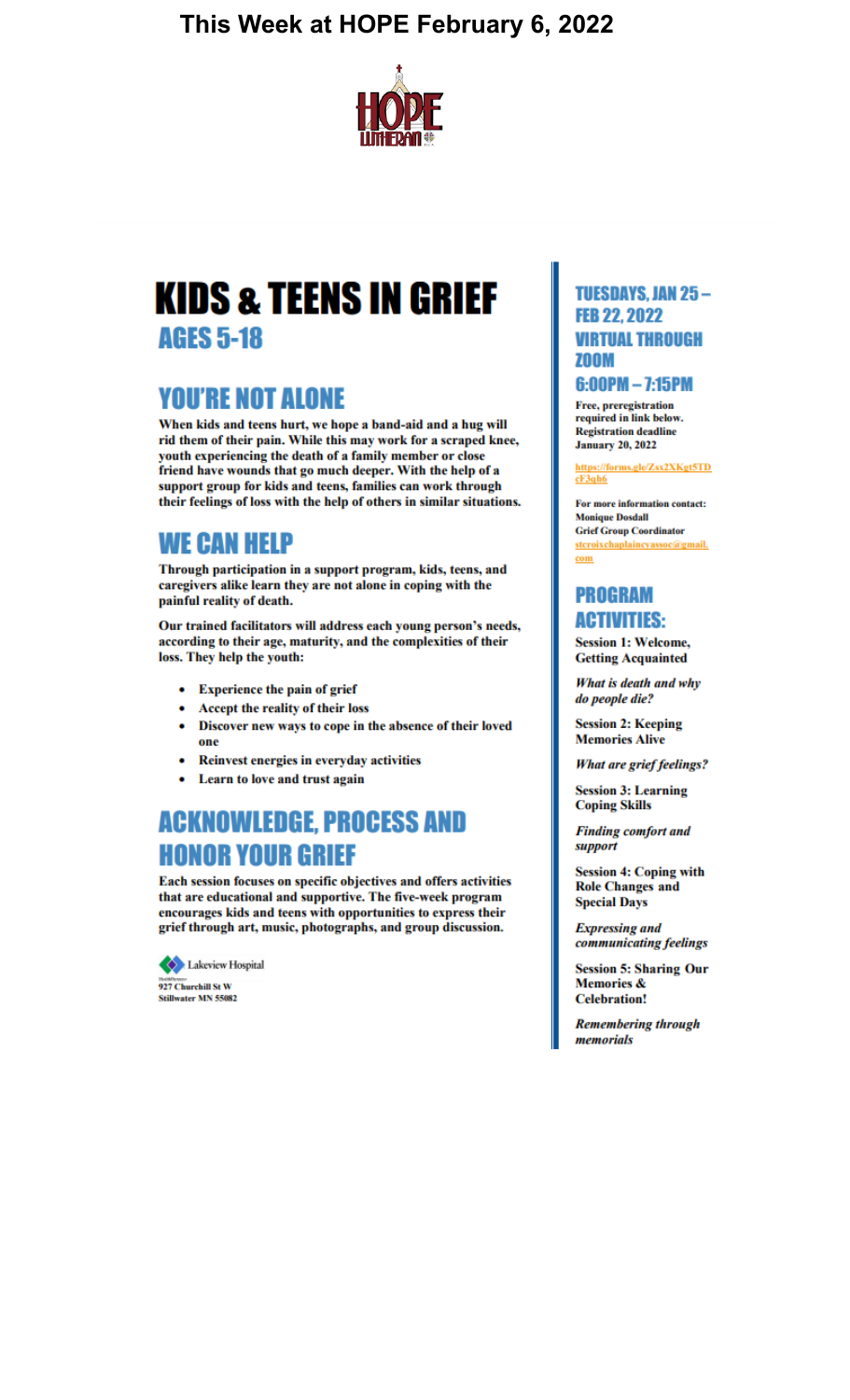# This Week at HOPE February 6, 2022

# KIDS & TEENS IN GRIEF

## AGES 5-18

## YOU'RE NOT ALONE

**When kids and teens hurt, we hope a band-aid and a hug will rid them of their pain. While this may work for a scraped knee, youth experiencing the death of a family member or close friend have wounds that go much deeper. With the help of a support group for kids and teens, families can work through their feelings of loss with the help of others in similar situations.**

## WE CAN HELP

**Through participation in a support program, kids, teens, and caregivers alike learn they are not alone in coping with the painful reality of death.**

**Our trained facilitators will address each young person's needs, according to their age, maturity, and the complexities of their loss. They help the youth:**

- **Experience the pain of grief**
- **Accept the reality of their loss**
- **Discover new ways to cope in the absence of their loved one**
- **Reinvest energies in everyday activities**
- **Learn to love and trust again**

## ACKNOWLEDGE, PROCESS AND HONOR YOUR GRIEF

**Each session focuses on specific objectives and offers activities that are educational and supportive. The five-week program encourages kids and teens with opportunities to express their grief through art, music, photographs, and group discussion.**

Lakeview Hospital
927 Churchill St W
Stillwater MN 55082

## TUESDAYS, JAN 25 – FEB 22, 2022

## VIRTUAL THROUGH ZOOM

## 6:00PM – 7:15PM

**Free, preregistration required in link below. Registration deadline January 20, 2022**

https://forms.gle/Zsx2XKgt5TDcF3qh6

**For more information contact:**
**Monique Dosdall**
**Grief Group Coordinator**
stcroixchaplaincyassoc@gmail.com

## PROGRAM ACTIVITIES:

**Session 1: Welcome, Getting Acquainted**

***What is death and why do people die?***

**Session 2: Keeping Memories Alive**

***What are grief feelings?***

**Session 3: Learning Coping Skills**

***Finding comfort and support***

**Session 4: Coping with Role Changes and Special Days**

***Expressing and communicating feelings***

**Session 5: Sharing Our Memories & Celebration!**

***Remembering through memorials***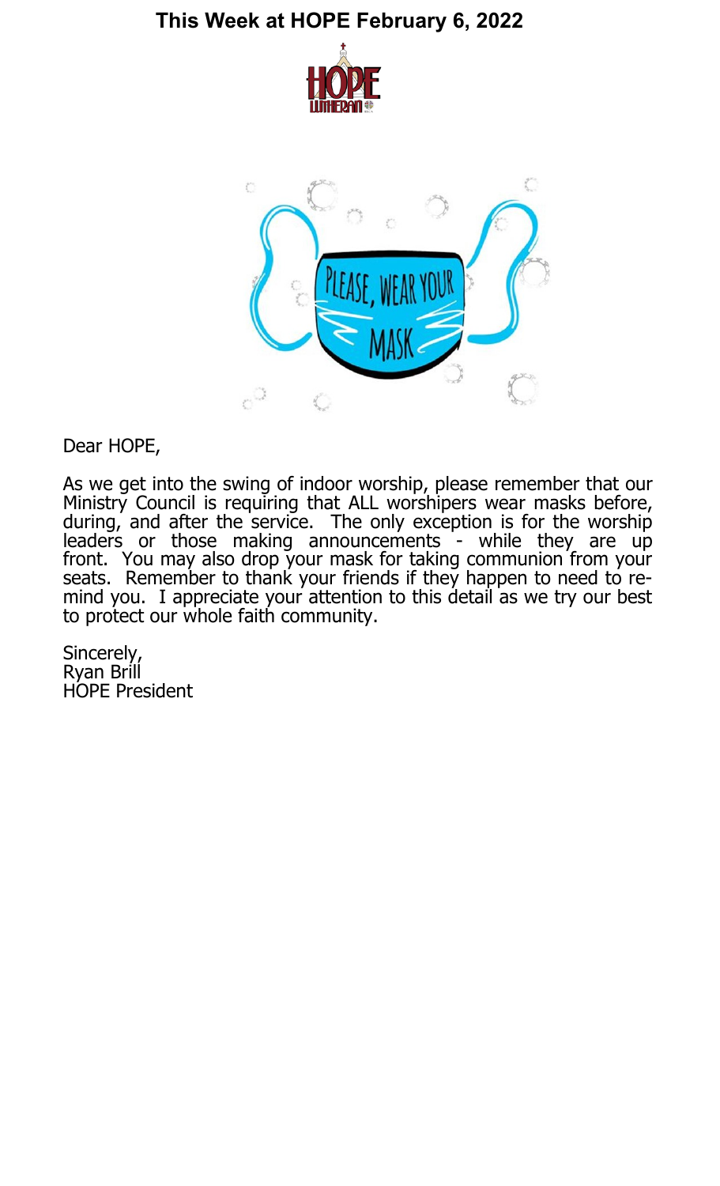# This Week at HOPE February 6, 2022

Dear HOPE,

As we get into the swing of indoor worship, please remember that our Ministry Council is requiring that ALL worshipers wear masks before, during, and after the service. The only exception is for the worship leaders or those making announcements - while they are up front. You may also drop your mask for taking communion from your seats. Remember to thank your friends if they happen to need to remind you. I appreciate your attention to this detail as we try our best to protect our whole faith community.

Sincerely,
Ryan Brill
HOPE President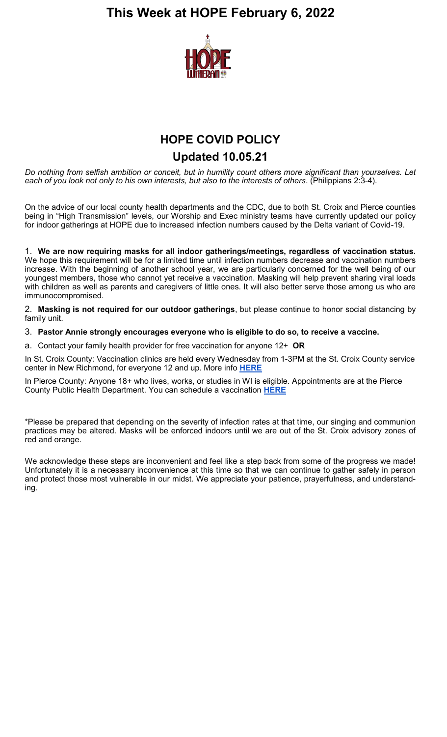# This Week at HOPE February 6, 2022

## HOPE COVID POLICY

## Updated 10.05.21

*Do nothing from selfish ambition or conceit, but in humility count others more significant than yourselves. Let each of you look not only to his own interests, but also to the interests of others*. (Philippians 2:3-4).

On the advice of our local county health departments and the CDC, due to both St. Croix and Pierce counties being in "High Transmission" levels, our Worship and Exec ministry teams have currently updated our policy for indoor gatherings at HOPE due to increased infection numbers caused by the Delta variant of Covid-19.

1. **We are now requiring masks for all indoor gatherings/meetings, regardless of vaccination status.** We hope this requirement will be for a limited time until infection numbers decrease and vaccination numbers increase. With the beginning of another school year, we are particularly concerned for the well being of our youngest members, those who cannot yet receive a vaccination. Masking will help prevent sharing viral loads with children as well as parents and caregivers of little ones. It will also better serve those among us who are immunocompromised.

2. **Masking is not required for our outdoor gatherings**, but please continue to honor social distancing by family unit.

3. **Pastor Annie strongly encourages everyone who is eligible to do so, to receive a vaccine.**

a. Contact your family health provider for free vaccination for anyone 12+ **OR**

In St. Croix County: Vaccination clinics are held every Wednesday from 1-3PM at the St. Croix County service center in New Richmond, for everyone 12 and up. More info **HERE**

In Pierce County: Anyone 18+ who lives, works, or studies in WI is eligible. Appointments are at the Pierce County Public Health Department. You can schedule a vaccination **HERE**

*Please be prepared that depending on the severity of infection rates at that time, our singing and communion practices may be altered. Masks will be enforced indoors until we are out of the St. Croix advisory zones of red and orange.

We acknowledge these steps are inconvenient and feel like a step back from some of the progress we made! Unfortunately it is a necessary inconvenience at this time so that we can continue to gather safely in person and protect those most vulnerable in our midst. We appreciate your patience, prayerfulness, and understanding.